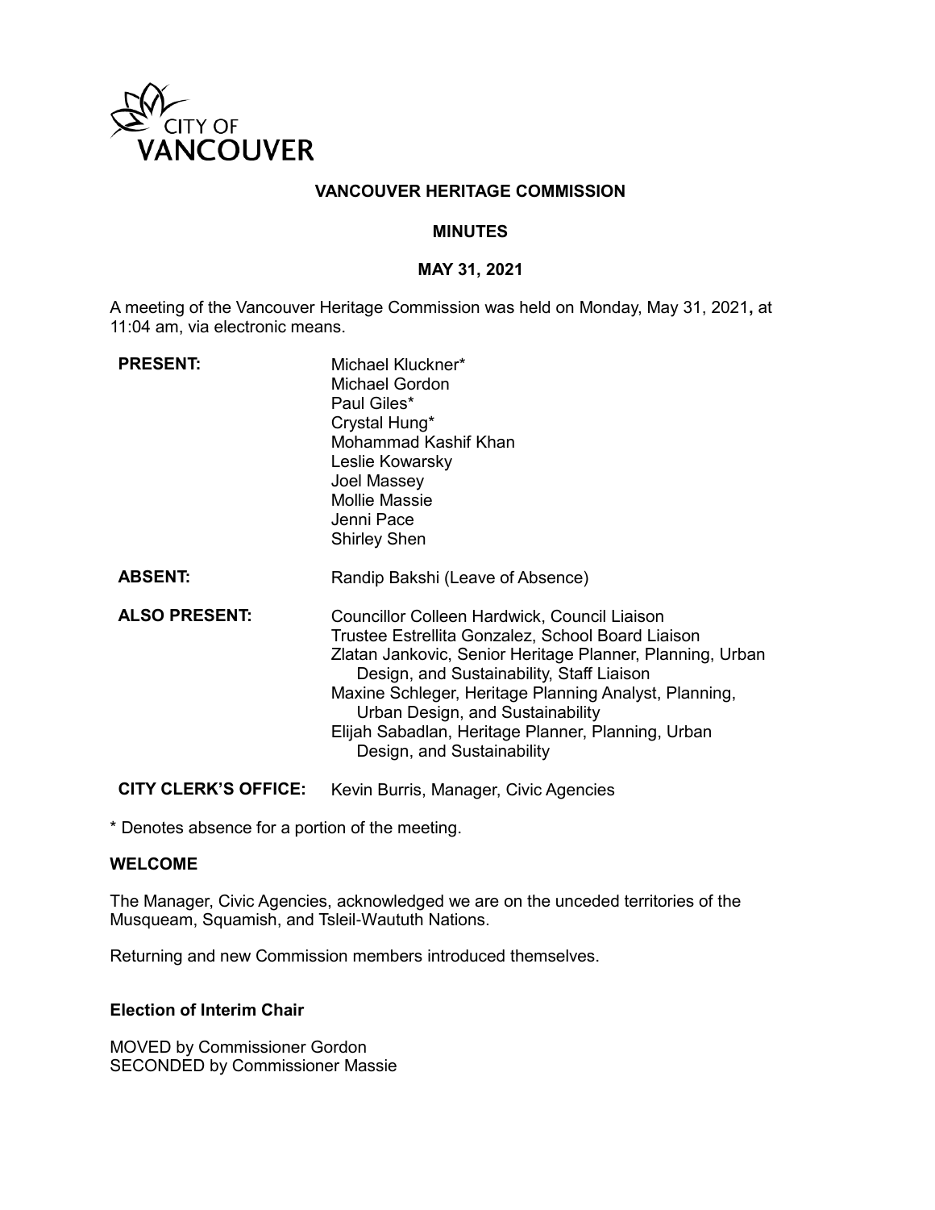CITY OF VANCOUVER

# VANCOUVER HERITAGE COMMISSION

## MINUTES

## MAY 31, 2021

A meeting of the Vancouver Heritage Commission was held on Monday, May 31, 2021**,** at 11:04 am, via electronic means.

| | |
|---|---|
| **PRESENT:** | Michael Kluckner*<br>Michael Gordon<br>Paul Giles*<br>Crystal Hung*<br>Mohammad Kashif Khan<br>Leslie Kowarsky<br>Joel Massey<br>Mollie Massie<br>Jenni Pace<br>Shirley Shen |
| **ABSENT:** | Randip Bakshi (Leave of Absence) |
| **ALSO PRESENT:** | Councillor Colleen Hardwick, Council Liaison<br>Trustee Estrellita Gonzalez, School Board Liaison<br>Zlatan Jankovic, Senior Heritage Planner, Planning, Urban Design, and Sustainability, Staff Liaison<br>Maxine Schleger, Heritage Planning Analyst, Planning, Urban Design, and Sustainability<br>Elijah Sabadlan, Heritage Planner, Planning, Urban Design, and Sustainability |
| **CITY CLERK'S OFFICE:** | Kevin Burris, Manager, Civic Agencies |

* Denotes absence for a portion of the meeting.

### WELCOME

The Manager, Civic Agencies, acknowledged we are on the unceded territories of the Musqueam, Squamish, and Tsleil-Waututh Nations.

Returning and new Commission members introduced themselves.

### Election of Interim Chair

MOVED by Commissioner Gordon
SECONDED by Commissioner Massie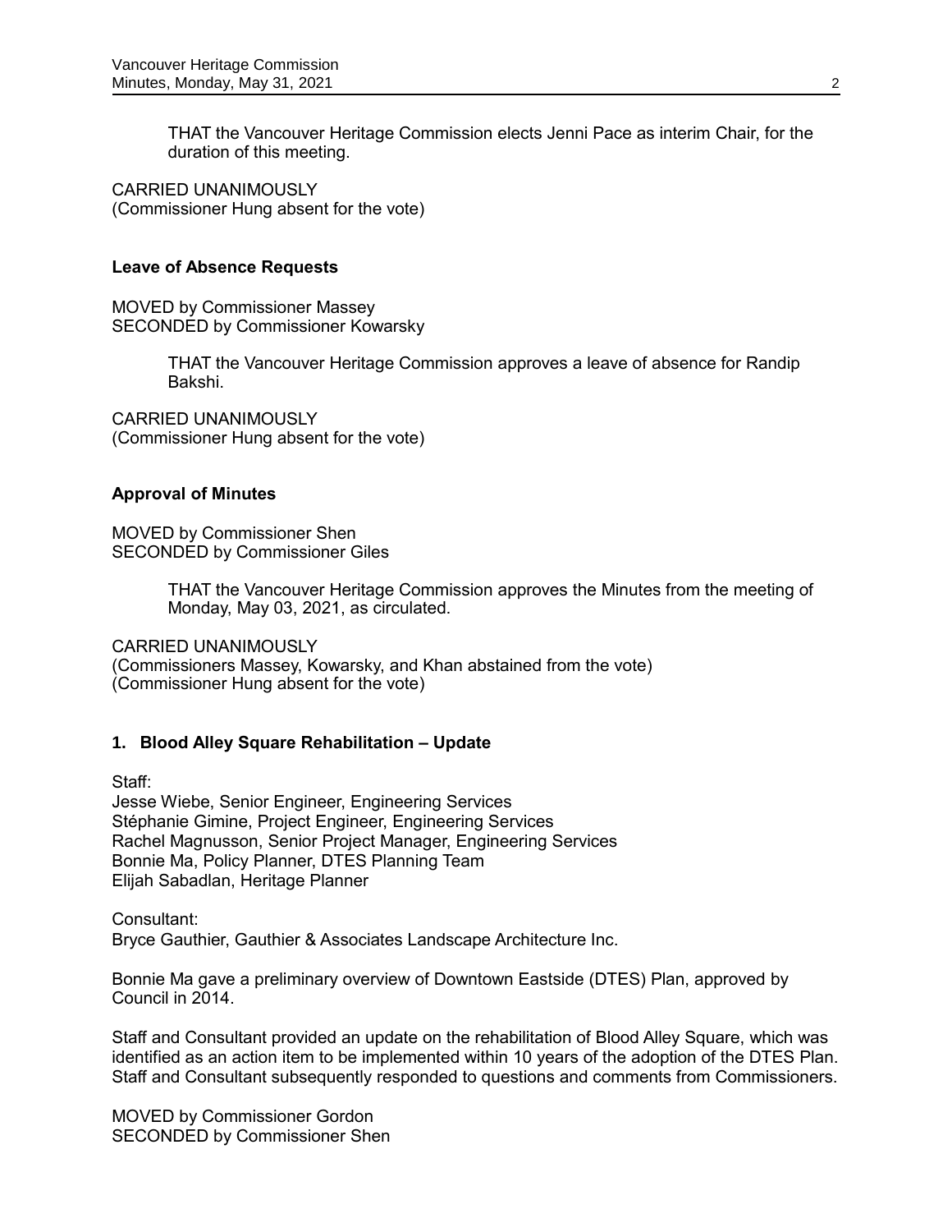THAT the Vancouver Heritage Commission elects Jenni Pace as interim Chair, for the duration of this meeting.

CARRIED UNANIMOUSLY
(Commissioner Hung absent for the vote)

**Leave of Absence Requests**

MOVED by Commissioner Massey
SECONDED by Commissioner Kowarsky

THAT the Vancouver Heritage Commission approves a leave of absence for Randip Bakshi.

CARRIED UNANIMOUSLY
(Commissioner Hung absent for the vote)

**Approval of Minutes**

MOVED by Commissioner Shen
SECONDED by Commissioner Giles

THAT the Vancouver Heritage Commission approves the Minutes from the meeting of Monday, May 03, 2021, as circulated.

CARRIED UNANIMOUSLY
(Commissioners Massey, Kowarsky, and Khan abstained from the vote)
(Commissioner Hung absent for the vote)

**1. Blood Alley Square Rehabilitation – Update**

Staff:
Jesse Wiebe, Senior Engineer, Engineering Services
Stéphanie Gimine, Project Engineer, Engineering Services
Rachel Magnusson, Senior Project Manager, Engineering Services
Bonnie Ma, Policy Planner, DTES Planning Team
Elijah Sabadlan, Heritage Planner

Consultant:
Bryce Gauthier, Gauthier & Associates Landscape Architecture Inc.

Bonnie Ma gave a preliminary overview of Downtown Eastside (DTES) Plan, approved by Council in 2014.

Staff and Consultant provided an update on the rehabilitation of Blood Alley Square, which was identified as an action item to be implemented within 10 years of the adoption of the DTES Plan. Staff and Consultant subsequently responded to questions and comments from Commissioners.

MOVED by Commissioner Gordon
SECONDED by Commissioner Shen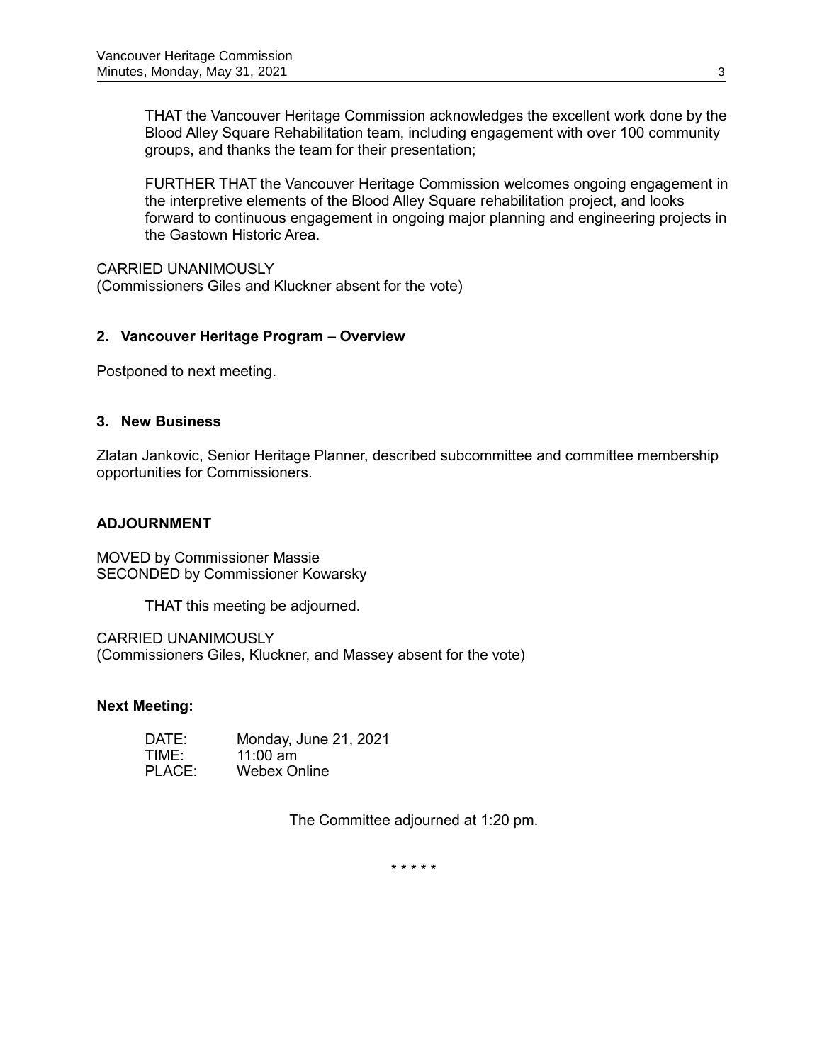THAT the Vancouver Heritage Commission acknowledges the excellent work done by the Blood Alley Square Rehabilitation team, including engagement with over 100 community groups, and thanks the team for their presentation;

FURTHER THAT the Vancouver Heritage Commission welcomes ongoing engagement in the interpretive elements of the Blood Alley Square rehabilitation project, and looks forward to continuous engagement in ongoing major planning and engineering projects in the Gastown Historic Area.

CARRIED UNANIMOUSLY
(Commissioners Giles and Kluckner absent for the vote)

**2. Vancouver Heritage Program – Overview**

Postponed to next meeting.

**3. New Business**

Zlatan Jankovic, Senior Heritage Planner, described subcommittee and committee membership opportunities for Commissioners.

**ADJOURNMENT**

MOVED by Commissioner Massie
SECONDED by Commissioner Kowarsky

THAT this meeting be adjourned.

CARRIED UNANIMOUSLY
(Commissioners Giles, Kluckner, and Massey absent for the vote)

**Next Meeting:**

DATE: Monday, June 21, 2021
TIME: 11:00 am
PLACE: Webex Online

The Committee adjourned at 1:20 pm.

* * * * *